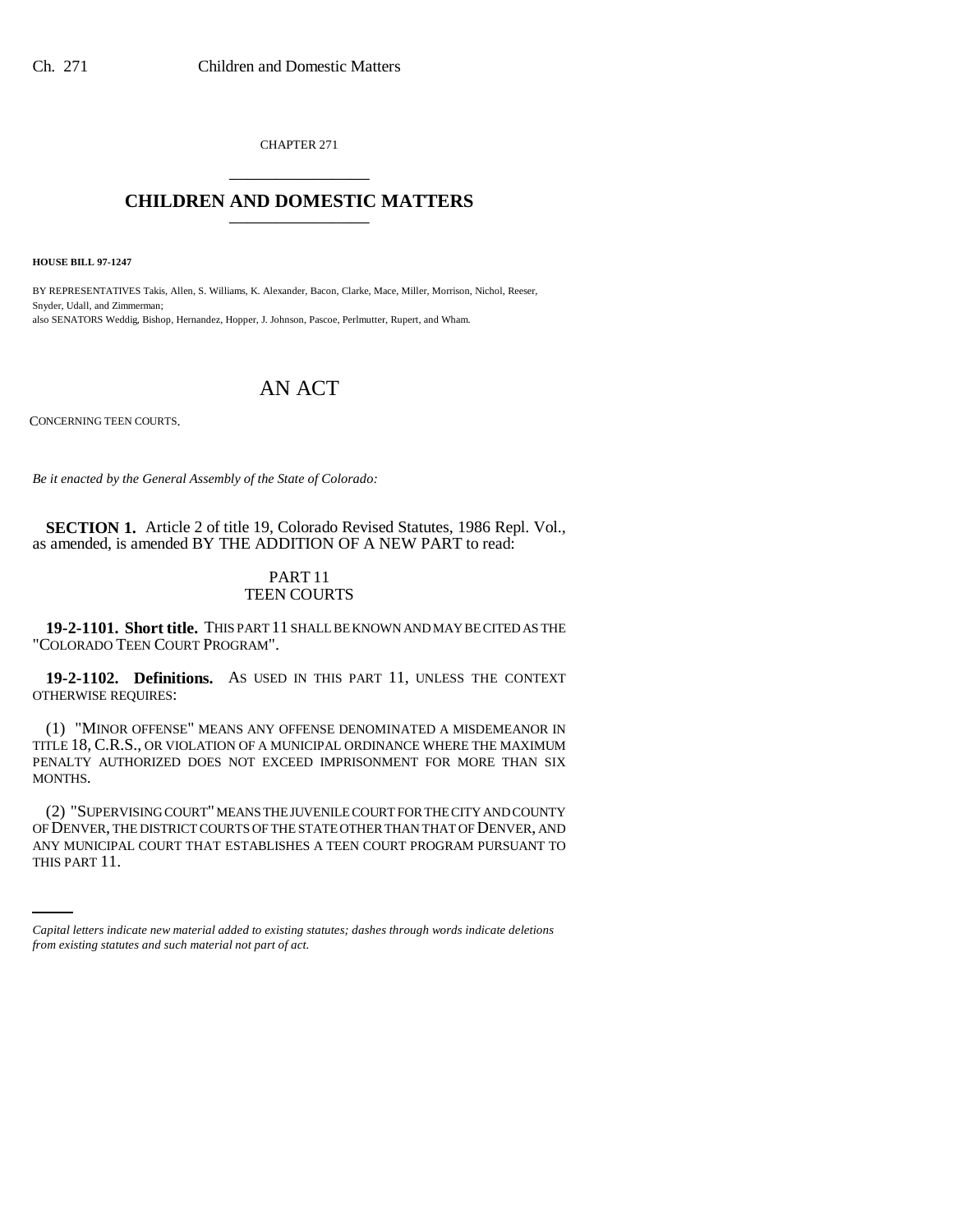CHAPTER 271

# CHILDREN AND DOMESTIC MATTERS

**HOUSE BILL 97-1247**

BY REPRESENTATIVES Takis, Allen, S. Williams, K. Alexander, Bacon, Clarke, Mace, Miller, Morrison, Nichol, Reeser, Snyder, Udall, and Zimmerman;
also SENATORS Weddig, Bishop, Hernandez, Hopper, J. Johnson, Pascoe, Perlmutter, Rupert, and Wham.

# AN ACT

CONCERNING TEEN COURTS.

*Be it enacted by the General Assembly of the State of Colorado:*

**SECTION 1.** Article 2 of title 19, Colorado Revised Statutes, 1986 Repl. Vol., as amended, is amended BY THE ADDITION OF A NEW PART to read:

PART 11
TEEN COURTS

**19-2-1101. Short title.** THIS PART 11 SHALL BE KNOWN AND MAY BE CITED AS THE "COLORADO TEEN COURT PROGRAM".

**19-2-1102. Definitions.** AS USED IN THIS PART 11, UNLESS THE CONTEXT OTHERWISE REQUIRES:

(1) "MINOR OFFENSE" MEANS ANY OFFENSE DENOMINATED A MISDEMEANOR IN TITLE 18, C.R.S., OR VIOLATION OF A MUNICIPAL ORDINANCE WHERE THE MAXIMUM PENALTY AUTHORIZED DOES NOT EXCEED IMPRISONMENT FOR MORE THAN SIX MONTHS.

(2) "SUPERVISING COURT" MEANS THE JUVENILE COURT FOR THE CITY AND COUNTY OF DENVER, THE DISTRICT COURTS OF THE STATE OTHER THAN THAT OF DENVER, AND ANY MUNICIPAL COURT THAT ESTABLISHES A TEEN COURT PROGRAM PURSUANT TO THIS PART 11.

*Capital letters indicate new material added to existing statutes; dashes through words indicate deletions from existing statutes and such material not part of act.*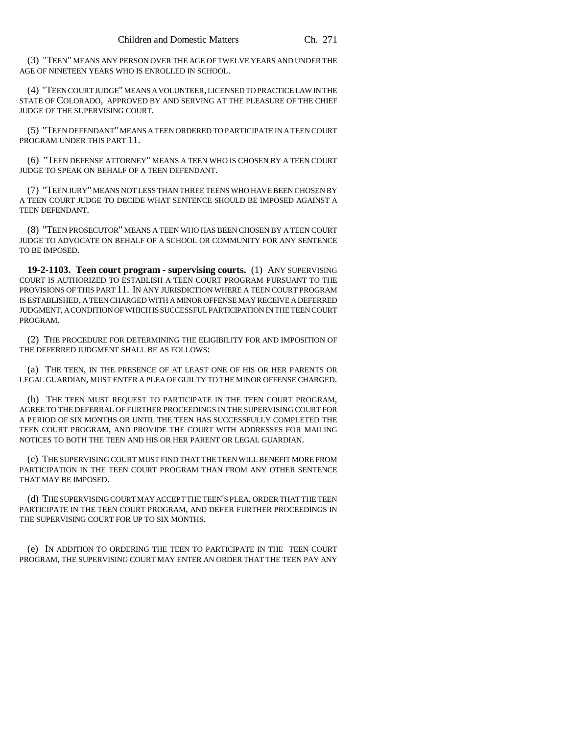(3) "TEEN" MEANS ANY PERSON OVER THE AGE OF TWELVE YEARS AND UNDER THE AGE OF NINETEEN YEARS WHO IS ENROLLED IN SCHOOL.

(4) "TEEN COURT JUDGE" MEANS A VOLUNTEER, LICENSED TO PRACTICE LAW IN THE STATE OF COLORADO, APPROVED BY AND SERVING AT THE PLEASURE OF THE CHIEF JUDGE OF THE SUPERVISING COURT.

(5) "TEEN DEFENDANT" MEANS A TEEN ORDERED TO PARTICIPATE IN A TEEN COURT PROGRAM UNDER THIS PART 11.

(6) "TEEN DEFENSE ATTORNEY" MEANS A TEEN WHO IS CHOSEN BY A TEEN COURT JUDGE TO SPEAK ON BEHALF OF A TEEN DEFENDANT.

(7) "TEEN JURY" MEANS NOT LESS THAN THREE TEENS WHO HAVE BEEN CHOSEN BY A TEEN COURT JUDGE TO DECIDE WHAT SENTENCE SHOULD BE IMPOSED AGAINST A TEEN DEFENDANT.

(8) "TEEN PROSECUTOR" MEANS A TEEN WHO HAS BEEN CHOSEN BY A TEEN COURT JUDGE TO ADVOCATE ON BEHALF OF A SCHOOL OR COMMUNITY FOR ANY SENTENCE TO BE IMPOSED.

**19-2-1103. Teen court program - supervising courts.** (1) ANY SUPERVISING COURT IS AUTHORIZED TO ESTABLISH A TEEN COURT PROGRAM PURSUANT TO THE PROVISIONS OF THIS PART 11. IN ANY JURISDICTION WHERE A TEEN COURT PROGRAM IS ESTABLISHED, A TEEN CHARGED WITH A MINOR OFFENSE MAY RECEIVE A DEFERRED JUDGMENT, A CONDITION OF WHICH IS SUCCESSFUL PARTICIPATION IN THE TEEN COURT PROGRAM.

(2) THE PROCEDURE FOR DETERMINING THE ELIGIBILITY FOR AND IMPOSITION OF THE DEFERRED JUDGMENT SHALL BE AS FOLLOWS:

(a) THE TEEN, IN THE PRESENCE OF AT LEAST ONE OF HIS OR HER PARENTS OR LEGAL GUARDIAN, MUST ENTER A PLEA OF GUILTY TO THE MINOR OFFENSE CHARGED.

(b) THE TEEN MUST REQUEST TO PARTICIPATE IN THE TEEN COURT PROGRAM, AGREE TO THE DEFERRAL OF FURTHER PROCEEDINGS IN THE SUPERVISING COURT FOR A PERIOD OF SIX MONTHS OR UNTIL THE TEEN HAS SUCCESSFULLY COMPLETED THE TEEN COURT PROGRAM, AND PROVIDE THE COURT WITH ADDRESSES FOR MAILING NOTICES TO BOTH THE TEEN AND HIS OR HER PARENT OR LEGAL GUARDIAN.

(c) THE SUPERVISING COURT MUST FIND THAT THE TEEN WILL BENEFIT MORE FROM PARTICIPATION IN THE TEEN COURT PROGRAM THAN FROM ANY OTHER SENTENCE THAT MAY BE IMPOSED.

(d) THE SUPERVISING COURT MAY ACCEPT THE TEEN'S PLEA, ORDER THAT THE TEEN PARTICIPATE IN THE TEEN COURT PROGRAM, AND DEFER FURTHER PROCEEDINGS IN THE SUPERVISING COURT FOR UP TO SIX MONTHS.

(e) IN ADDITION TO ORDERING THE TEEN TO PARTICIPATE IN THE TEEN COURT PROGRAM, THE SUPERVISING COURT MAY ENTER AN ORDER THAT THE TEEN PAY ANY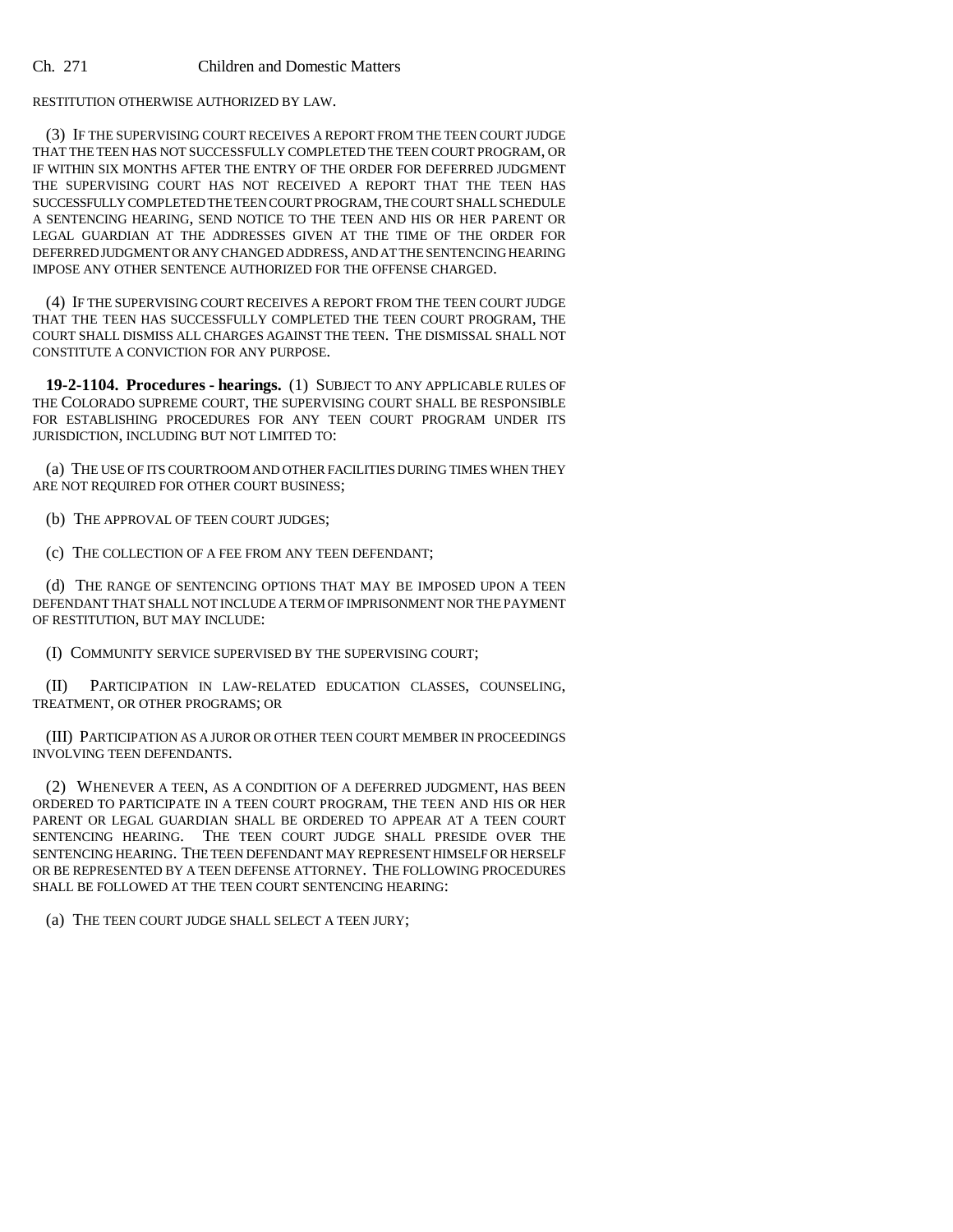RESTITUTION OTHERWISE AUTHORIZED BY LAW.

(3) IF THE SUPERVISING COURT RECEIVES A REPORT FROM THE TEEN COURT JUDGE THAT THE TEEN HAS NOT SUCCESSFULLY COMPLETED THE TEEN COURT PROGRAM, OR IF WITHIN SIX MONTHS AFTER THE ENTRY OF THE ORDER FOR DEFERRED JUDGMENT THE SUPERVISING COURT HAS NOT RECEIVED A REPORT THAT THE TEEN HAS SUCCESSFULLY COMPLETED THE TEEN COURT PROGRAM, THE COURT SHALL SCHEDULE A SENTENCING HEARING, SEND NOTICE TO THE TEEN AND HIS OR HER PARENT OR LEGAL GUARDIAN AT THE ADDRESSES GIVEN AT THE TIME OF THE ORDER FOR DEFERRED JUDGMENT OR ANY CHANGED ADDRESS, AND AT THE SENTENCING HEARING IMPOSE ANY OTHER SENTENCE AUTHORIZED FOR THE OFFENSE CHARGED.

(4) IF THE SUPERVISING COURT RECEIVES A REPORT FROM THE TEEN COURT JUDGE THAT THE TEEN HAS SUCCESSFULLY COMPLETED THE TEEN COURT PROGRAM, THE COURT SHALL DISMISS ALL CHARGES AGAINST THE TEEN. THE DISMISSAL SHALL NOT CONSTITUTE A CONVICTION FOR ANY PURPOSE.

**19-2-1104. Procedures - hearings.** (1) SUBJECT TO ANY APPLICABLE RULES OF THE COLORADO SUPREME COURT, THE SUPERVISING COURT SHALL BE RESPONSIBLE FOR ESTABLISHING PROCEDURES FOR ANY TEEN COURT PROGRAM UNDER ITS JURISDICTION, INCLUDING BUT NOT LIMITED TO:

(a) THE USE OF ITS COURTROOM AND OTHER FACILITIES DURING TIMES WHEN THEY ARE NOT REQUIRED FOR OTHER COURT BUSINESS;

(b) THE APPROVAL OF TEEN COURT JUDGES;

(c) THE COLLECTION OF A FEE FROM ANY TEEN DEFENDANT;

(d) THE RANGE OF SENTENCING OPTIONS THAT MAY BE IMPOSED UPON A TEEN DEFENDANT THAT SHALL NOT INCLUDE A TERM OF IMPRISONMENT NOR THE PAYMENT OF RESTITUTION, BUT MAY INCLUDE:

(I) COMMUNITY SERVICE SUPERVISED BY THE SUPERVISING COURT;

(II) PARTICIPATION IN LAW-RELATED EDUCATION CLASSES, COUNSELING, TREATMENT, OR OTHER PROGRAMS; OR

(III) PARTICIPATION AS A JUROR OR OTHER TEEN COURT MEMBER IN PROCEEDINGS INVOLVING TEEN DEFENDANTS.

(2) WHENEVER A TEEN, AS A CONDITION OF A DEFERRED JUDGMENT, HAS BEEN ORDERED TO PARTICIPATE IN A TEEN COURT PROGRAM, THE TEEN AND HIS OR HER PARENT OR LEGAL GUARDIAN SHALL BE ORDERED TO APPEAR AT A TEEN COURT SENTENCING HEARING. THE TEEN COURT JUDGE SHALL PRESIDE OVER THE SENTENCING HEARING. THE TEEN DEFENDANT MAY REPRESENT HIMSELF OR HERSELF OR BE REPRESENTED BY A TEEN DEFENSE ATTORNEY. THE FOLLOWING PROCEDURES SHALL BE FOLLOWED AT THE TEEN COURT SENTENCING HEARING:

(a) THE TEEN COURT JUDGE SHALL SELECT A TEEN JURY;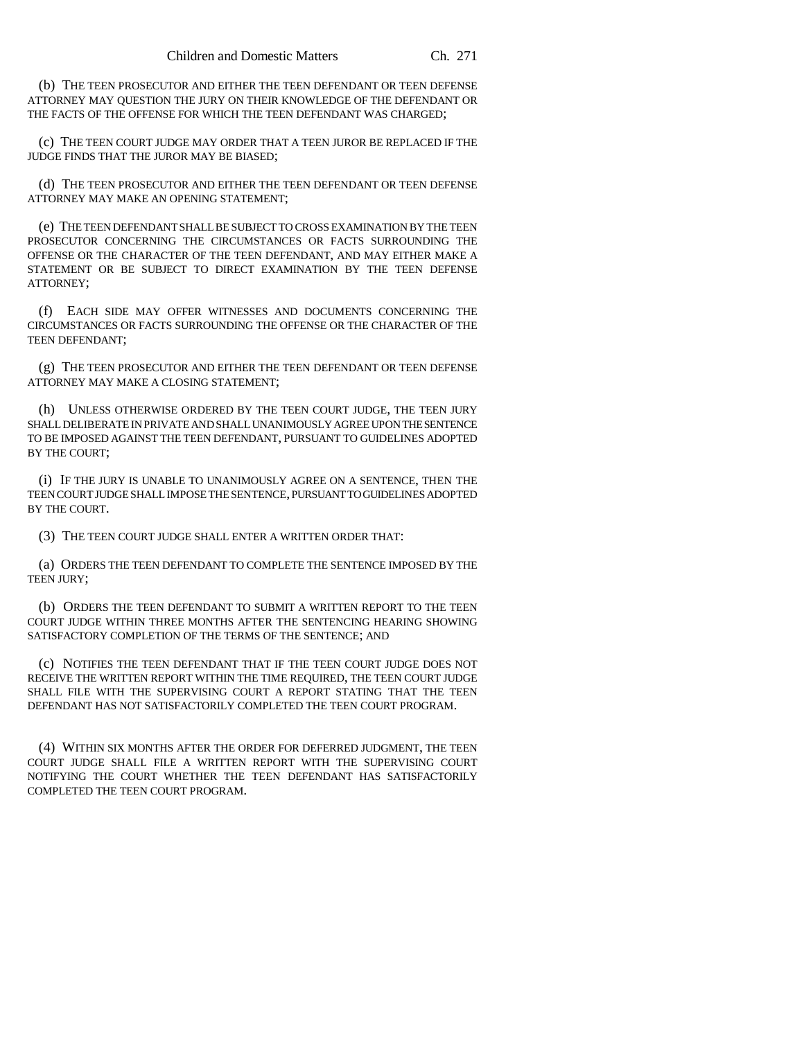(b) THE TEEN PROSECUTOR AND EITHER THE TEEN DEFENDANT OR TEEN DEFENSE ATTORNEY MAY QUESTION THE JURY ON THEIR KNOWLEDGE OF THE DEFENDANT OR THE FACTS OF THE OFFENSE FOR WHICH THE TEEN DEFENDANT WAS CHARGED;

(c) THE TEEN COURT JUDGE MAY ORDER THAT A TEEN JUROR BE REPLACED IF THE JUDGE FINDS THAT THE JUROR MAY BE BIASED;

(d) THE TEEN PROSECUTOR AND EITHER THE TEEN DEFENDANT OR TEEN DEFENSE ATTORNEY MAY MAKE AN OPENING STATEMENT;

(e) THE TEEN DEFENDANT SHALL BE SUBJECT TO CROSS EXAMINATION BY THE TEEN PROSECUTOR CONCERNING THE CIRCUMSTANCES OR FACTS SURROUNDING THE OFFENSE OR THE CHARACTER OF THE TEEN DEFENDANT, AND MAY EITHER MAKE A STATEMENT OR BE SUBJECT TO DIRECT EXAMINATION BY THE TEEN DEFENSE ATTORNEY;

(f) EACH SIDE MAY OFFER WITNESSES AND DOCUMENTS CONCERNING THE CIRCUMSTANCES OR FACTS SURROUNDING THE OFFENSE OR THE CHARACTER OF THE TEEN DEFENDANT;

(g) THE TEEN PROSECUTOR AND EITHER THE TEEN DEFENDANT OR TEEN DEFENSE ATTORNEY MAY MAKE A CLOSING STATEMENT;

(h) UNLESS OTHERWISE ORDERED BY THE TEEN COURT JUDGE, THE TEEN JURY SHALL DELIBERATE IN PRIVATE AND SHALL UNANIMOUSLY AGREE UPON THE SENTENCE TO BE IMPOSED AGAINST THE TEEN DEFENDANT, PURSUANT TO GUIDELINES ADOPTED BY THE COURT;

(i) IF THE JURY IS UNABLE TO UNANIMOUSLY AGREE ON A SENTENCE, THEN THE TEEN COURT JUDGE SHALL IMPOSE THE SENTENCE, PURSUANT TO GUIDELINES ADOPTED BY THE COURT.

(3) THE TEEN COURT JUDGE SHALL ENTER A WRITTEN ORDER THAT:

(a) ORDERS THE TEEN DEFENDANT TO COMPLETE THE SENTENCE IMPOSED BY THE TEEN JURY;

(b) ORDERS THE TEEN DEFENDANT TO SUBMIT A WRITTEN REPORT TO THE TEEN COURT JUDGE WITHIN THREE MONTHS AFTER THE SENTENCING HEARING SHOWING SATISFACTORY COMPLETION OF THE TERMS OF THE SENTENCE; AND

(c) NOTIFIES THE TEEN DEFENDANT THAT IF THE TEEN COURT JUDGE DOES NOT RECEIVE THE WRITTEN REPORT WITHIN THE TIME REQUIRED, THE TEEN COURT JUDGE SHALL FILE WITH THE SUPERVISING COURT A REPORT STATING THAT THE TEEN DEFENDANT HAS NOT SATISFACTORILY COMPLETED THE TEEN COURT PROGRAM.

(4) WITHIN SIX MONTHS AFTER THE ORDER FOR DEFERRED JUDGMENT, THE TEEN COURT JUDGE SHALL FILE A WRITTEN REPORT WITH THE SUPERVISING COURT NOTIFYING THE COURT WHETHER THE TEEN DEFENDANT HAS SATISFACTORILY COMPLETED THE TEEN COURT PROGRAM.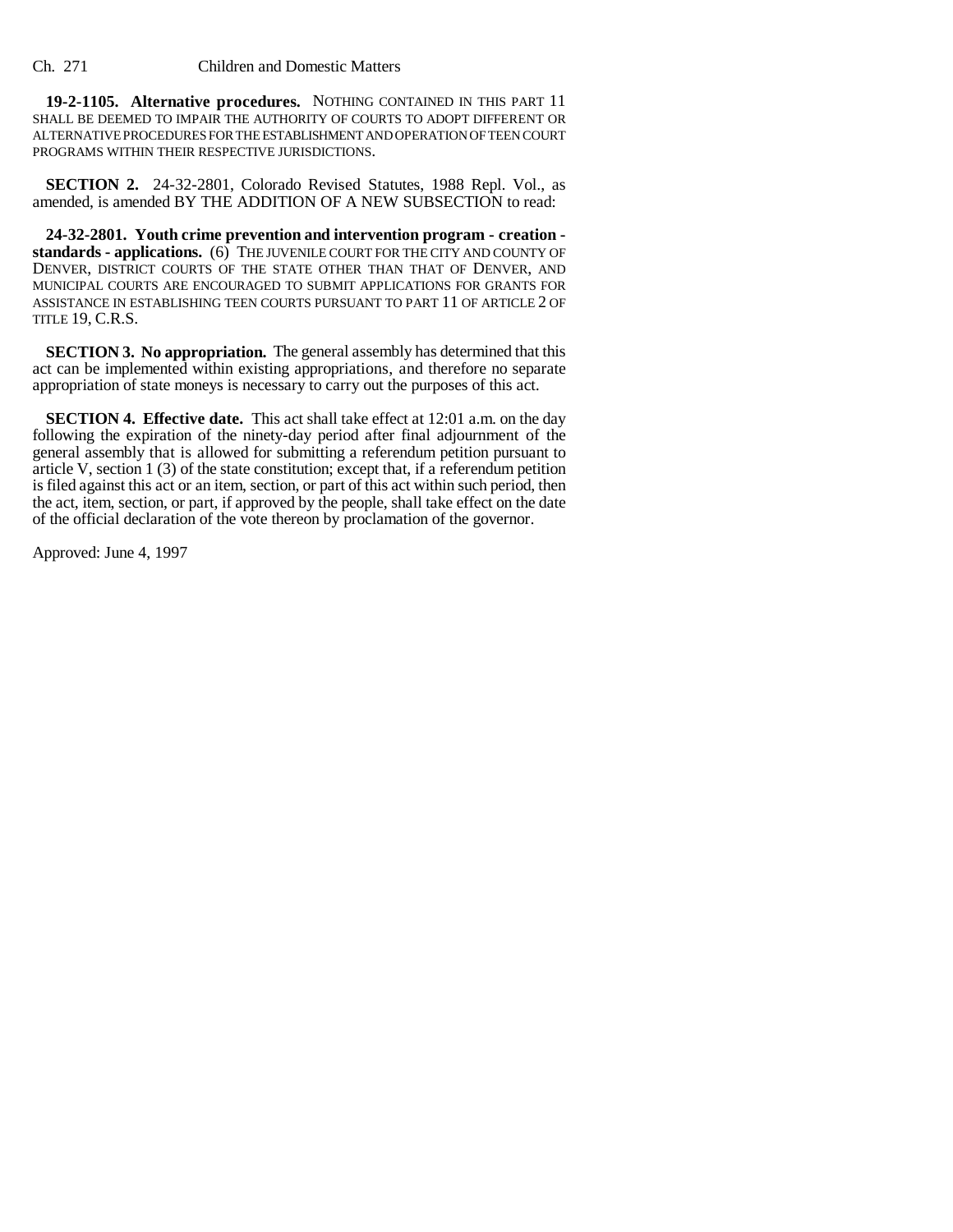**19-2-1105. Alternative procedures.** NOTHING CONTAINED IN THIS PART 11 SHALL BE DEEMED TO IMPAIR THE AUTHORITY OF COURTS TO ADOPT DIFFERENT OR ALTERNATIVE PROCEDURES FOR THE ESTABLISHMENT AND OPERATION OF TEEN COURT PROGRAMS WITHIN THEIR RESPECTIVE JURISDICTIONS.

**SECTION 2.** 24-32-2801, Colorado Revised Statutes, 1988 Repl. Vol., as amended, is amended BY THE ADDITION OF A NEW SUBSECTION to read:

**24-32-2801. Youth crime prevention and intervention program - creation - standards - applications.** (6) THE JUVENILE COURT FOR THE CITY AND COUNTY OF DENVER, DISTRICT COURTS OF THE STATE OTHER THAN THAT OF DENVER, AND MUNICIPAL COURTS ARE ENCOURAGED TO SUBMIT APPLICATIONS FOR GRANTS FOR ASSISTANCE IN ESTABLISHING TEEN COURTS PURSUANT TO PART 11 OF ARTICLE 2 OF TITLE 19, C.R.S.

**SECTION 3. No appropriation.** The general assembly has determined that this act can be implemented within existing appropriations, and therefore no separate appropriation of state moneys is necessary to carry out the purposes of this act.

**SECTION 4. Effective date.** This act shall take effect at 12:01 a.m. on the day following the expiration of the ninety-day period after final adjournment of the general assembly that is allowed for submitting a referendum petition pursuant to article V, section 1 (3) of the state constitution; except that, if a referendum petition is filed against this act or an item, section, or part of this act within such period, then the act, item, section, or part, if approved by the people, shall take effect on the date of the official declaration of the vote thereon by proclamation of the governor.

Approved: June 4, 1997